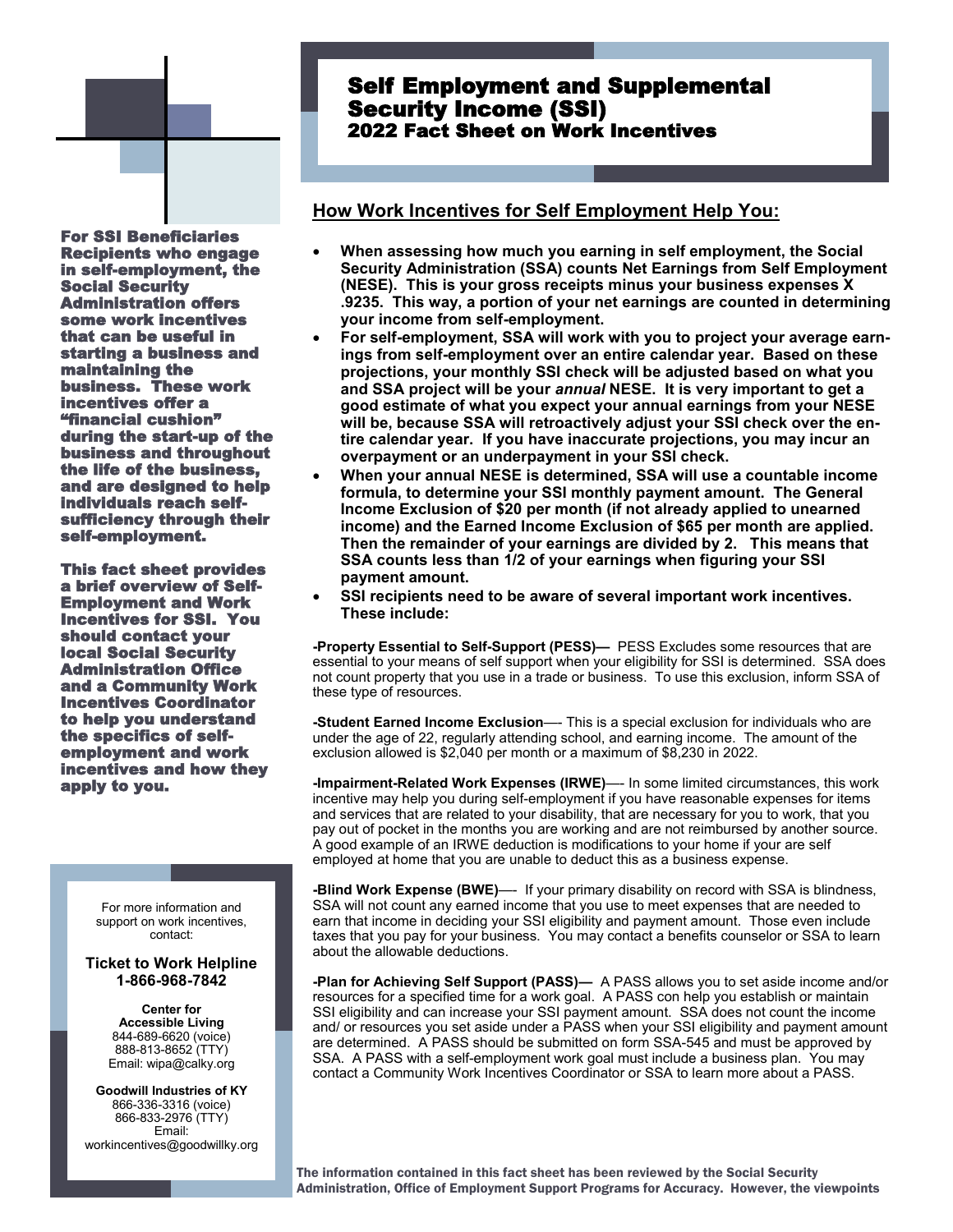# Self Employment and Supplemental Security Income (SSI)

## 2022 Fact Sheet on Work Incentives

**For SSI Beneficiaries Recipients who engage in self-employment, the Social Security Administration offers some work incentives that can be useful in starting a business and maintaining the business. These work incentives offer a "financial cushion" during the start-up of the business and throughout the life of the business, and are designed to help individuals reach self-sufficiency through their self-employment.**

**This fact sheet provides a brief overview of Self-Employment and Work Incentives for SSI. You should contact your local Social Security Administration Office and a Community Work Incentives Coordinator to help you understand the specifics of self-employment and work incentives and how they apply to you.**

For more information and support on work incentives, contact:

**Ticket to Work Helpline**
**1-866-968-7842**

**Center for Accessible Living**
844-689-6620 (voice)
888-813-8652 (TTY)
Email: wipa@calky.org

**Goodwill Industries of KY**
866-336-3316 (voice)
866-833-2976 (TTY)
Email: workincentives@goodwillky.org

## How Work Incentives for Self Employment Help You:

- **When assessing how much you earning in self employment, the Social Security Administration (SSA) counts Net Earnings from Self Employment (NESE). This is your gross receipts minus your business expenses X .9235. This way, a portion of your net earnings are counted in determining your income from self-employment.**
- **For self-employment, SSA will work with you to project your average earnings from self-employment over an entire calendar year. Based on these projections, your monthly SSI check will be adjusted based on what you and SSA project will be your *annual* NESE. It is very important to get a good estimate of what you expect your annual earnings from your NESE will be, because SSA will retroactively adjust your SSI check over the entire calendar year. If you have inaccurate projections, you may incur an overpayment or an underpayment in your SSI check.**
- **When your annual NESE is determined, SSA will use a countable income formula, to determine your SSI monthly payment amount. The General Income Exclusion of $20 per month (if not already applied to unearned income) and the Earned Income Exclusion of $65 per month are applied. Then the remainder of your earnings are divided by 2. This means that SSA counts less than 1/2 of your earnings when figuring your SSI payment amount.**
- **SSI recipients need to be aware of several important work incentives. These include:**

**-Property Essential to Self-Support (PESS)—** PESS Excludes some resources that are essential to your means of self support when your eligibility for SSI is determined. SSA does not count property that you use in a trade or business. To use this exclusion, inform SSA of these type of resources.

**-Student Earned Income Exclusion**—- This is a special exclusion for individuals who are under the age of 22, regularly attending school, and earning income. The amount of the exclusion allowed is $2,040 per month or a maximum of $8,230 in 2022.

**-Impairment-Related Work Expenses (IRWE)**—- In some limited circumstances, this work incentive may help you during self-employment if you have reasonable expenses for items and services that are related to your disability, that are necessary for you to work, that you pay out of pocket in the months you are working and are not reimbursed by another source. A good example of an IRWE deduction is modifications to your home if your are self employed at home that you are unable to deduct this as a business expense.

**-Blind Work Expense (BWE)**—- If your primary disability on record with SSA is blindness, SSA will not count any earned income that you use to meet expenses that are needed to earn that income in deciding your SSI eligibility and payment amount. Those even include taxes that you pay for your business. You may contact a benefits counselor or SSA to learn about the allowable deductions.

**-Plan for Achieving Self Support (PASS)—** A PASS allows you to set aside income and/or resources for a specified time for a work goal. A PASS con help you establish or maintain SSI eligibility and can increase your SSI payment amount. SSA does not count the income and/ or resources you set aside under a PASS when your SSI eligibility and payment amount are determined. A PASS should be submitted on form SSA-545 and must be approved by SSA. A PASS with a self-employment work goal must include a business plan. You may contact a Community Work Incentives Coordinator or SSA to learn more about a PASS.

**The information contained in this fact sheet has been reviewed by the Social Security Administration, Office of Employment Support Programs for Accuracy. However, the viewpoints**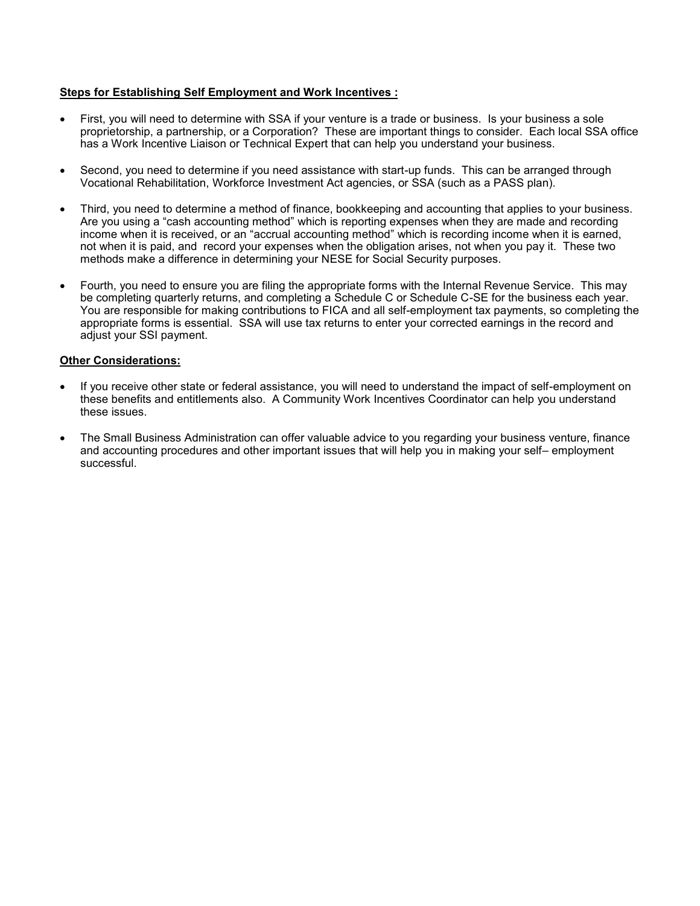**Steps for Establishing Self Employment and Work Incentives :**

- First, you will need to determine with SSA if your venture is a trade or business. Is your business a sole proprietorship, a partnership, or a Corporation? These are important things to consider. Each local SSA office has a Work Incentive Liaison or Technical Expert that can help you understand your business.

- Second, you need to determine if you need assistance with start-up funds. This can be arranged through Vocational Rehabilitation, Workforce Investment Act agencies, or SSA (such as a PASS plan).

- Third, you need to determine a method of finance, bookkeeping and accounting that applies to your business. Are you using a "cash accounting method" which is reporting expenses when they are made and recording income when it is received, or an "accrual accounting method" which is recording income when it is earned, not when it is paid, and record your expenses when the obligation arises, not when you pay it. These two methods make a difference in determining your NESE for Social Security purposes.

- Fourth, you need to ensure you are filing the appropriate forms with the Internal Revenue Service. This may be completing quarterly returns, and completing a Schedule C or Schedule C-SE for the business each year. You are responsible for making contributions to FICA and all self-employment tax payments, so completing the appropriate forms is essential. SSA will use tax returns to enter your corrected earnings in the record and adjust your SSI payment.

**Other Considerations:**

- If you receive other state or federal assistance, you will need to understand the impact of self-employment on these benefits and entitlements also. A Community Work Incentives Coordinator can help you understand these issues.

- The Small Business Administration can offer valuable advice to you regarding your business venture, finance and accounting procedures and other important issues that will help you in making your self– employment successful.